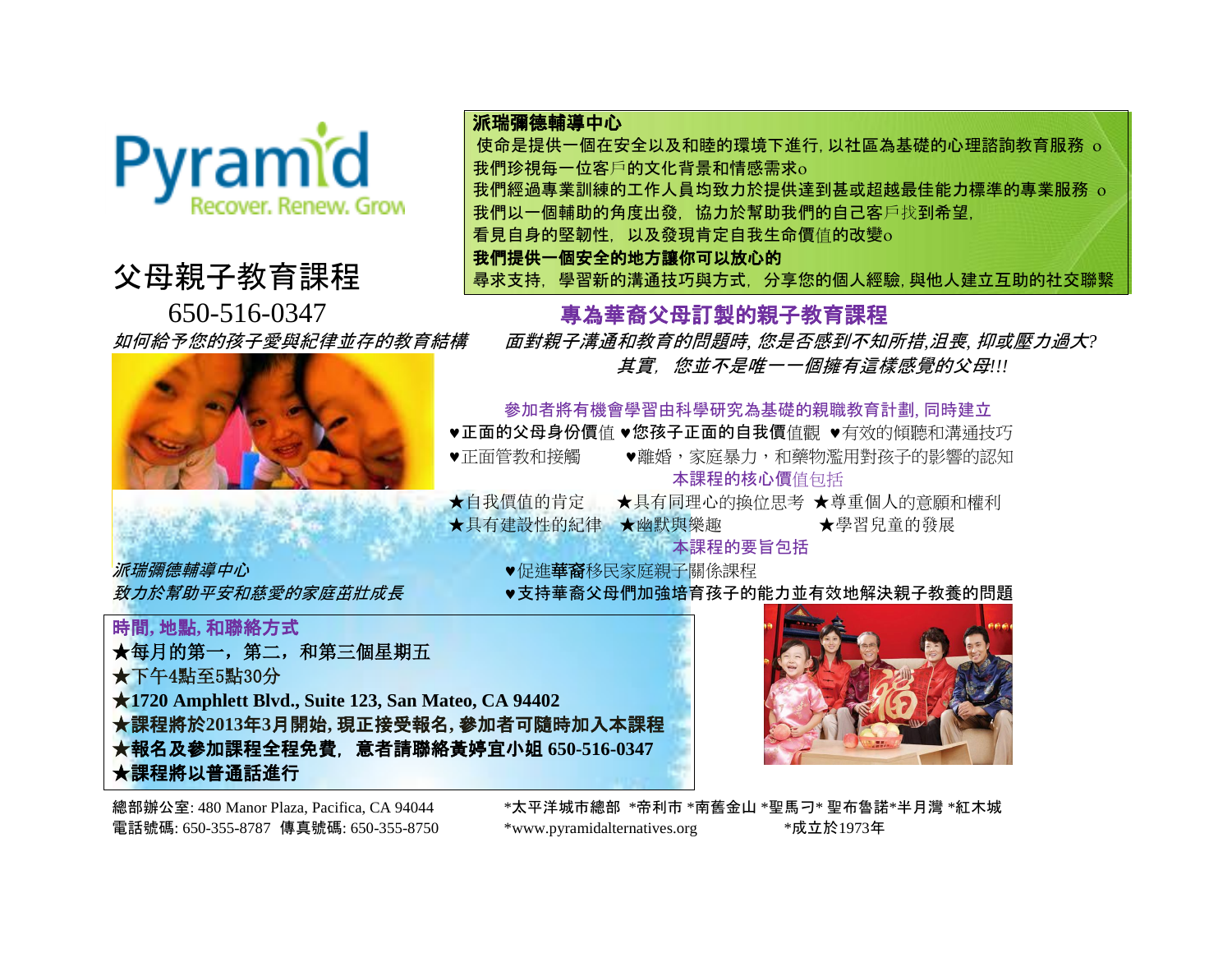Pyramid
Recover. Renew. Grow

# 父母親子教育課程

650-516-0347

*如何給予您的孩子愛與紀律並存的教育結構*

**派瑞彌德輔導中心**

使命是提供一個在安全以及和睦的環境下進行, 以社區為基礎的心理諮詢教育服務 o
我們珍視每一位客戶的文化背景和情感需求o
我們經過專業訓練的工作人員均致力於提供達到甚或超越最佳能力標準的專業服務 o
我們以一個輔助的角度出發，協力於幫助我們的自己客戶找到希望，
看見自身的堅韌性，以及發現肯定自我生命價值的改變o
**我們提供一個安全的地方讓你可以放心的**
尋求支持，學習新的溝通技巧與方式，分享您的個人經驗, 與他人建立互助的社交聯繫

## 專為華裔父母訂製的親子教育課程

*面對親子溝通和教育的問題時, 您是否感到不知所措,沮喪, 抑或壓力過大?*
*其實，您並不是唯一一個擁有這樣感覺的父母!!!*

參加者將有機會學習由科學研究為基礎的親職教育計劃, 同時建立

♥**正面的父母身份價**值 ♥**您孩子正面的自我價**值觀 ♥有效的傾聽和溝通技巧
♥正面管教和接觸 ♥離婚，家庭暴力，和藥物濫用對孩子的影響的認知

本課程的核心價值包括

★自我價值的肯定 ★具有同理心的換位思考 ★尊重個人的意願和權利
★具有建設性的紀律 ★幽默與樂趣 ★學習兒童的發展

本課程的要旨包括

♥促進**華裔**移民家庭親子關係課程
♥**支持華裔父母們加強培育孩子的能力並有效地解決親子教養的問題**

*派瑞彌德輔導中心*
*致力於幫助平安和慈愛的家庭茁壯成長*

**時間, 地點, 和聯絡方式**

★每月的第一，第二，和第三個星期五
★下午4點至5點30分
★**1720 Amphlett Blvd., Suite 123, San Mateo, CA 94402**
★**課程將於2013年3月開始, 現正接受報名, 參加者可隨時加入本課程**
★**報名及參加課程全程免費，意者請聯絡黃婷宜小姐 650-516-0347**
★**課程將以普通話進行**

總部辦公室: 480 Manor Plaza, Pacifica, CA 94044
電話號碼: 650-355-8787 傳真號碼: 650-355-8750

*太平洋城市總部 *帝利市 *南舊金山 *聖馬刁* 聖布魯諾*半月灣 *紅木城
*www.pyramidalternatives.org *成立於1973年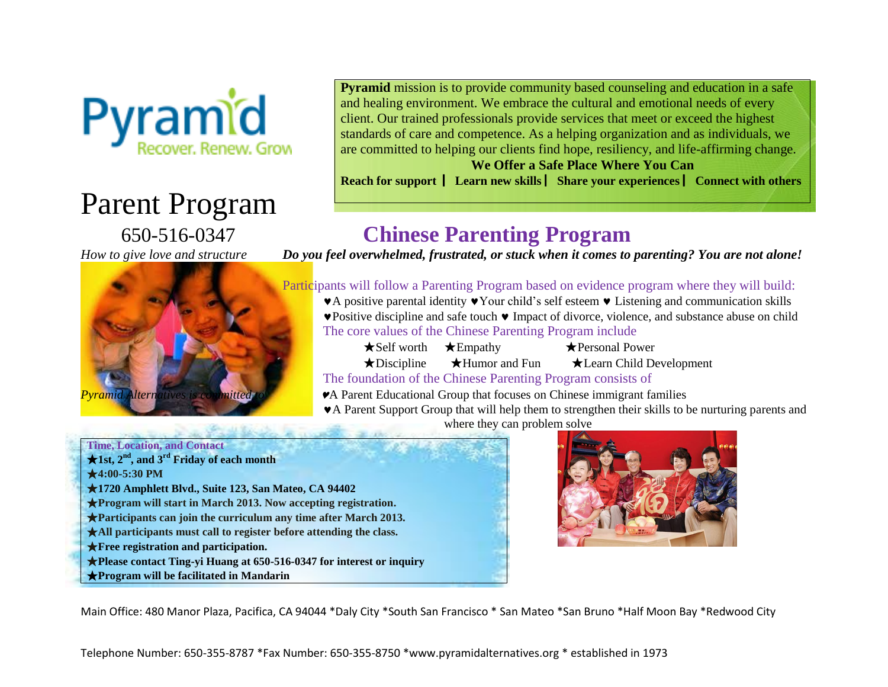Pyramid

Recover. Renew. Grow

# Parent Program

650-516-0347

*How to give love and structure*

*Pyramid Alternatives is committed to*

**Pyramid** mission is to provide community based counseling and education in a safe and healing environment. We embrace the cultural and emotional needs of every client. Our trained professionals provide services that meet or exceed the highest standards of care and competence. As a helping organization and as individuals, we are committed to helping our clients find hope, resiliency, and life-affirming change.

**We Offer a Safe Place Where You Can**

**Reach for support | Learn new skills | Share your experiences | Connect with others**

## Chinese Parenting Program

***Do you feel overwhelmed, frustrated, or stuck when it comes to parenting? You are not alone!***

Participants will follow a Parenting Program based on evidence program where they will build:

♥A positive parental identity ♥Your child's self esteem ♥ Listening and communication skills
♥Positive discipline and safe touch ♥ Impact of divorce, violence, and substance abuse on child

The core values of the Chinese Parenting Program include

★Self worth ★Empathy ★Personal Power
★Discipline ★Humor and Fun ★Learn Child Development

The foundation of the Chinese Parenting Program consists of

♥A Parent Educational Group that focuses on Chinese immigrant families
♥A Parent Support Group that will help them to strengthen their skills to be nurturing parents and where they can problem solve

**Time, Location, and Contact**

**★1st, 2nd, and 3rd Friday of each month**
**★4:00-5:30 PM**
**★1720 Amphlett Blvd., Suite 123, San Mateo, CA 94402**
**★Program will start in March 2013. Now accepting registration.**
**★Participants can join the curriculum any time after March 2013.**
**★All participants must call to register before attending the class.**
**★Free registration and participation.**
**★Please contact Ting-yi Huang at 650-516-0347 for interest or inquiry**
**★Program will be facilitated in Mandarin**

Main Office: 480 Manor Plaza, Pacifica, CA 94044 *Daly City *South San Francisco * San Mateo *San Bruno *Half Moon Bay *Redwood City

Telephone Number: 650-355-8787 *Fax Number: 650-355-8750 *www.pyramidalternatives.org * established in 1973